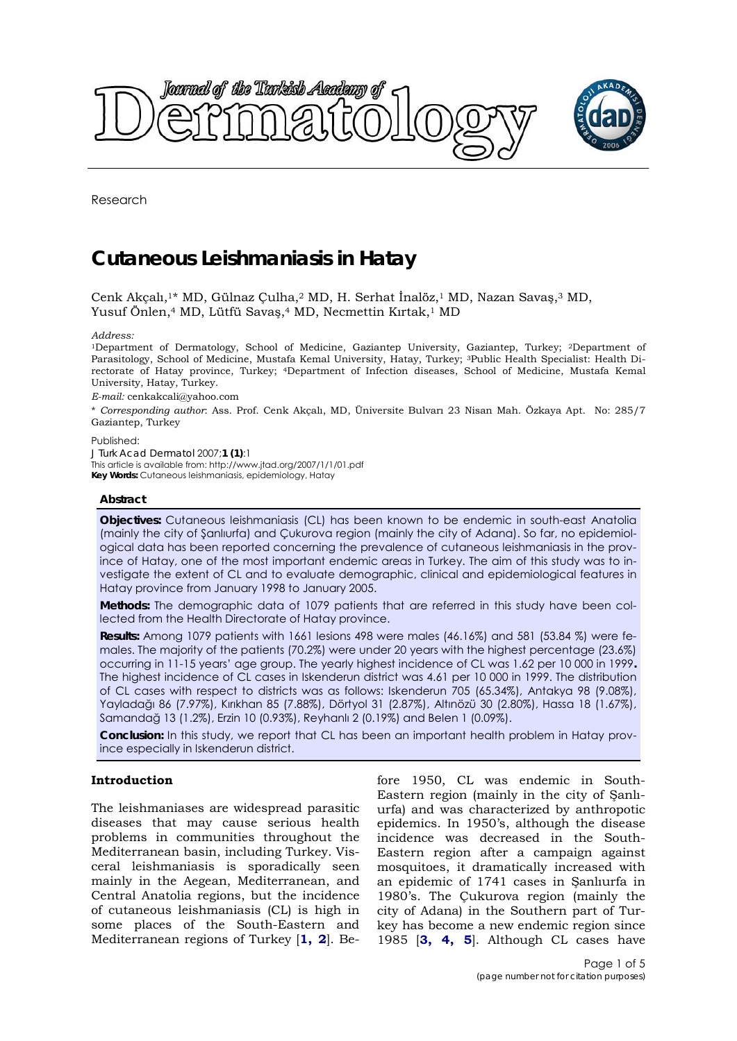Research

# Cutaneous Leishmaniasis in Hatay

Cenk Akçalı,[1]* MD, Gülnaz Çulha,[2] MD, H. Serhat İnalöz,[1] MD, Nazan Savaş,[3] MD, Yusuf Önlen,[4] MD, Lütfü Savaş,[4] MD, Necmettin Kırtak,[1] MD

*Address:*
[1]Department of Dermatology, School of Medicine, Gaziantep University, Gaziantep, Turkey; [2]Department of Parasitology, School of Medicine, Mustafa Kemal University, Hatay, Turkey; [3]Public Health Specialist: Health Directorate of Hatay province, Turkey; [4]Department of Infection diseases, School of Medicine, Mustafa Kemal University, Hatay, Turkey.

*E-mail:* cenkakcali@yahoo.com

* *Corresponding author*: Ass. Prof. Cenk Akçalı, MD, Üniversite Bulvarı 23 Nisan Mah. Özkaya Apt. No: 285/7 Gaziantep, Turkey

Published:
*J Turk Acad Dermatol* 2007;**1 (1)**:1
This article is available from: http://www.jtad.org/2007/1/1/01.pdf
**Key Words:** Cutaneous leishmaniasis, epidemiology, Hatay

## Abstract

**Objectives:** Cutaneous leishmaniasis (CL) has been known to be endemic in south-east Anatolia (mainly the city of Şanlıurfa) and Çukurova region (mainly the city of Adana). So far, no epidemiological data has been reported concerning the prevalence of cutaneous leishmaniasis in the province of Hatay, one of the most important endemic areas in Turkey. The aim of this study was to investigate the extent of CL and to evaluate demographic, clinical and epidemiological features in Hatay province from January 1998 to January 2005.

**Methods:** The demographic data of 1079 patients that are referred in this study have been collected from the Health Directorate of Hatay province.

**Results:** Among 1079 patients with 1661 lesions 498 were males (46.16%) and 581 (53.84 %) were females. The majority of the patients (70.2%) were under 20 years with the highest percentage (23.6%) occurring in 11-15 years' age group. The yearly highest incidence of CL was 1.62 per 10 000 in 1999**.** The highest incidence of CL cases in Iskenderun district was 4.61 per 10 000 in 1999. The distribution of CL cases with respect to districts was as follows: Iskenderun 705 (65.34%), Antakya 98 (9.08%), Yayladağı 86 (7.97%), Kırıkhan 85 (7.88%), Dörtyol 31 (2.87%), Altınözü 30 (2.80%), Hassa 18 (1.67%), Samandağ 13 (1.2%), Erzin 10 (0.93%), Reyhanlı 2 (0.19%) and Belen 1 (0.09%).

**Conclusion:** In this study, we report that CL has been an important health problem in Hatay province especially in Iskenderun district.

## Introduction

The leishmaniases are widespread parasitic diseases that may cause serious health problems in communities throughout the Mediterranean basin, including Turkey. Visceral leishmaniasis is sporadically seen mainly in the Aegean, Mediterranean, and Central Anatolia regions, but the incidence of cutaneous leishmaniasis (CL) is high in some places of the South-Eastern and Mediterranean regions of Turkey [**1, 2**]. Before 1950, CL was endemic in South-Eastern region (mainly in the city of Şanlıurfa) and was characterized by anthropotic epidemics. In 1950's, although the disease incidence was decreased in the South-Eastern region after a campaign against mosquitoes, it dramatically increased with an epidemic of 1741 cases in Şanlıurfa in 1980's. The Çukurova region (mainly the city of Adana) in the Southern part of Turkey has become a new endemic region since 1985 [**3, 4, 5**]. Although CL cases have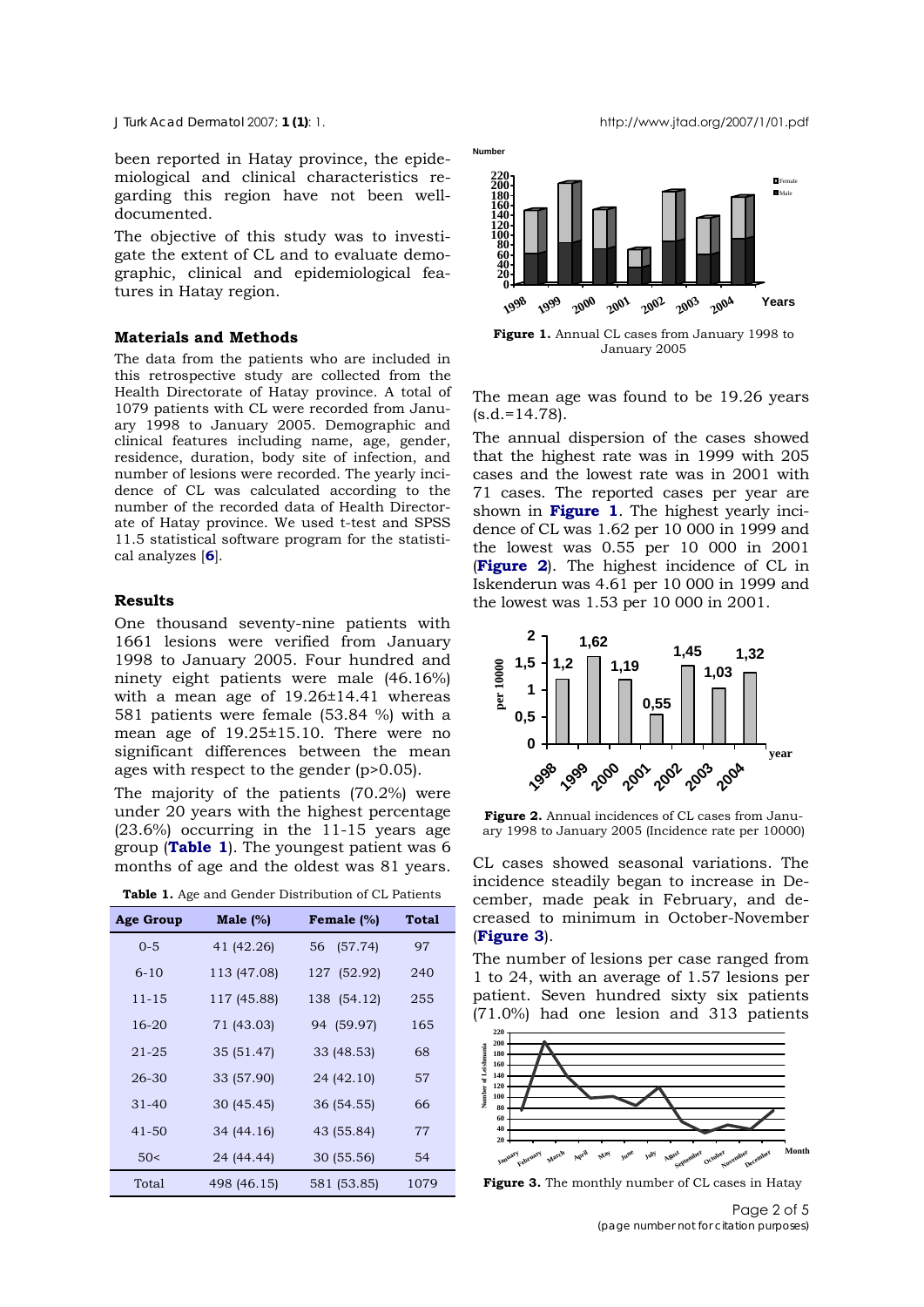been reported in Hatay province, the epidemiological and clinical characteristics regarding this region have not been well-documented.

The objective of this study was to investigate the extent of CL and to evaluate demographic, clinical and epidemiological features in Hatay region.

### Materials and Methods

The data from the patients who are included in this retrospective study are collected from the Health Directorate of Hatay province. A total of 1079 patients with CL were recorded from January 1998 to January 2005. Demographic and clinical features including name, age, gender, residence, duration, body site of infection, and number of lesions were recorded. The yearly incidence of CL was calculated according to the number of the recorded data of Health Directorate of Hatay province. We used t-test and SPSS 11.5 statistical software program for the statistical analyzes [6].

### Results

One thousand seventy-nine patients with 1661 lesions were verified from January 1998 to January 2005. Four hundred and ninety eight patients were male (46.16%) with a mean age of 19.26±14.41 whereas 581 patients were female (53.84 %) with a mean age of 19.25±15.10. There were no significant differences between the mean ages with respect to the gender ($p>0.05$).

The majority of the patients (70.2%) were under 20 years with the highest percentage (23.6%) occurring in the 11-15 years age group (**Table 1**). The youngest patient was 6 months of age and the oldest was 81 years.

**Table 1.** Age and Gender Distribution of CL Patients

| Age Group | Male (%) | Female (%) | Total |
|---|---|---|---|
| 0-5 | 41 (42.26) | 56 (57.74) | 97 |
| 6-10 | 113 (47.08) | 127 (52.92) | 240 |
| 11-15 | 117 (45.88) | 138 (54.12) | 255 |
| 16-20 | 71 (43.03) | 94 (59.97) | 165 |
| 21-25 | 35 (51.47) | 33 (48.53) | 68 |
| 26-30 | 33 (57.90) | 24 (42.10) | 57 |
| 31-40 | 30 (45.45) | 36 (54.55) | 66 |
| 41-50 | 34 (44.16) | 43 (55.84) | 77 |
| 50< | 24 (44.44) | 30 (55.56) | 54 |
| Total | 498 (46.15) | 581 (53.85) | 1079 |

Number

220
200
180
160
140
120
100
80
60
40
20
0

Female
Male

1998 1999 2000 2001 2002 2003 2004 Years

**Figure 1.** Annual CL cases from January 1998 to January 2005

The mean age was found to be 19.26 years (s.d.=14.78).

The annual dispersion of the cases showed that the highest rate was in 1999 with 205 cases and the lowest rate was in 2001 with 71 cases. The reported cases per year are shown in **Figure 1**. The highest yearly incidence of CL was 1.62 per 10 000 in 1999 and the lowest was 0.55 per 10 000 in 2001 (**Figure 2**). The highest incidence of CL in Iskenderun was 4.61 per 10 000 in 1999 and the lowest was 1.53 per 10 000 in 2001.

per 10000

2
1,5
1
0,5
0

1,2
1,62
1,19
0,55
1,45
1,03
1,32

1998 1999 2000 2001 2002 2003 2004 year

**Figure 2.** Annual incidences of CL cases from January 1998 to January 2005 (Incidence rate per 10000)

CL cases showed seasonal variations. The incidence steadily began to increase in December, made peak in February, and decreased to minimum in October-November (**Figure 3**).

The number of lesions per case ranged from 1 to 24, with an average of 1.57 lesions per patient. Seven hundred sixty six patients (71.0%) had one lesion and 313 patients

Number of Leishmania

220
200
180
160
140
120
100
80
60
40
20

January February March April May June July Agust September October November December Month

**Figure 3.** The monthly number of CL cases in Hatay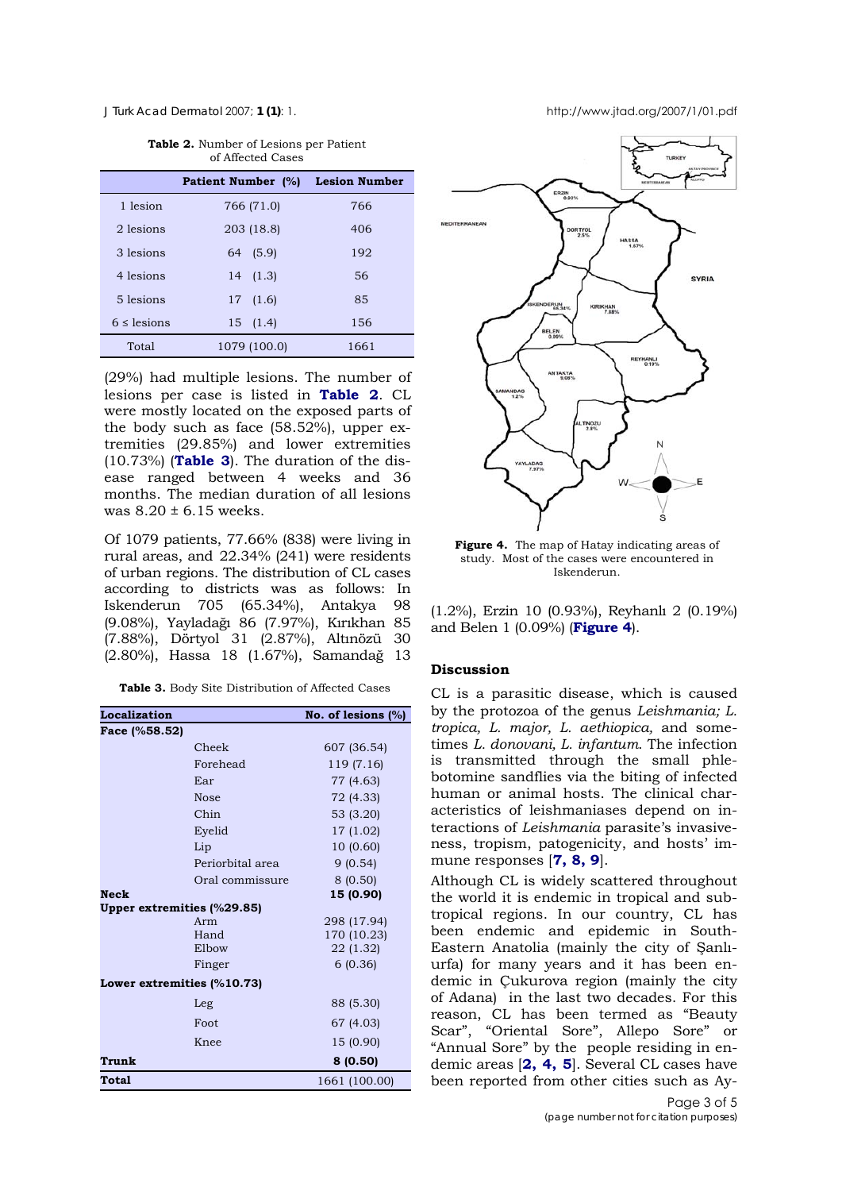**Table 2.** Number of Lesions per Patient of Affected Cases

| | Patient Number (%) | Lesion Number |
|---|---|---|
| 1 lesion | 766 (71.0) | 766 |
| 2 lesions | 203 (18.8) | 406 |
| 3 lesions | 64 (5.9) | 192 |
| 4 lesions | 14 (1.3) | 56 |
| 5 lesions | 17 (1.6) | 85 |
| 6 ≤ lesions | 15 (1.4) | 156 |
| Total | 1079 (100.0) | 1661 |

(29%) had multiple lesions. The number of lesions per case is listed in **Table 2**. CL were mostly located on the exposed parts of the body such as face (58.52%), upper extremities (29.85%) and lower extremities (10.73%) (**Table 3**). The duration of the disease ranged between 4 weeks and 36 months. The median duration of all lesions was 8.20 ± 6.15 weeks.

Of 1079 patients, 77.66% (838) were living in rural areas, and 22.34% (241) were residents of urban regions. The distribution of CL cases according to districts was as follows: In Iskenderun 705 (65.34%), Antakya 98 (9.08%), Yayladağı 86 (7.97%), Kırıkhan 85 (7.88%), Dörtyol 31 (2.87%), Altınözü 30 (2.80%), Hassa 18 (1.67%), Samandağ 13 (1.2%), Erzin 10 (0.93%), Reyhanlı 2 (0.19%) and Belen 1 (0.09%) (**Figure 4**).

**Table 3.** Body Site Distribution of Affected Cases

| Localization | | No. of lesions (%) |
|---|---|---|
| **Face (%58.52)** | | |
| | Cheek | 607 (36.54) |
| | Forehead | 119 (7.16) |
| | Ear | 77 (4.63) |
| | Nose | 72 (4.33) |
| | Chin | 53 (3.20) |
| | Eyelid | 17 (1.02) |
| | Lip | 10 (0.60) |
| | Periorbital area | 9 (0.54) |
| | Oral commissure | 8 (0.50) |
| **Neck** | | **15 (0.90)** |
| **Upper extremities (%29.85)** | | |
| | Arm | 298 (17.94) |
| | Hand | 170 (10.23) |
| | Elbow | 22 (1.32) |
| | Finger | 6 (0.36) |
| **Lower extremities (%10.73)** | | |
| | Leg | 88 (5.30) |
| | Foot | 67 (4.03) |
| | Knee | 15 (0.90) |
| **Trunk** | | **8 (0.50)** |
| **Total** | | 1661 (100.00) |

TURKEY
HATAY PROVINCE
MEDITERRANEAN
ALEPPO
ERZIN 0.93%
MEDITERRANEAN
DORTYOL 2.5%
HASSA 1.67%
SYRIA
ISKENDERUN 65.34%
KIRIKHAN 7.88%
BELEN 0.09%
REYHANLI 0.19%
ANTAKYA 9.08%
SAMANDAG 1.2%
ALTINOZU 2.8%
YAYLADAG 7.97%
N
W
E
S

**Figure 4.** The map of Hatay indicating areas of study. Most of the cases were encountered in Iskenderun.

## Discussion

CL is a parasitic disease, which is caused by the protozoa of the genus *Leishmania; L. tropica, L. major, L. aethiopica,* and sometimes *L. donovani, L. infantum*. The infection is transmitted through the small phlebotomine sandflies via the biting of infected human or animal hosts. The clinical characteristics of leishmaniases depend on interactions of *Leishmania* parasite's invasiveness, tropism, patogenicity, and hosts' immune responses [**7, 8, 9**].

Although CL is widely scattered throughout the world it is endemic in tropical and subtropical regions. In our country, CL has been endemic and epidemic in South-Eastern Anatolia (mainly the city of Şanlıurfa) for many years and it has been endemic in Çukurova region (mainly the city of Adana) in the last two decades. For this reason, CL has been termed as "Beauty Scar", "Oriental Sore", Allepo Sore" or "Annual Sore" by the people residing in endemic areas [**2, 4, 5**]. Several CL cases have been reported from other cities such as Ay-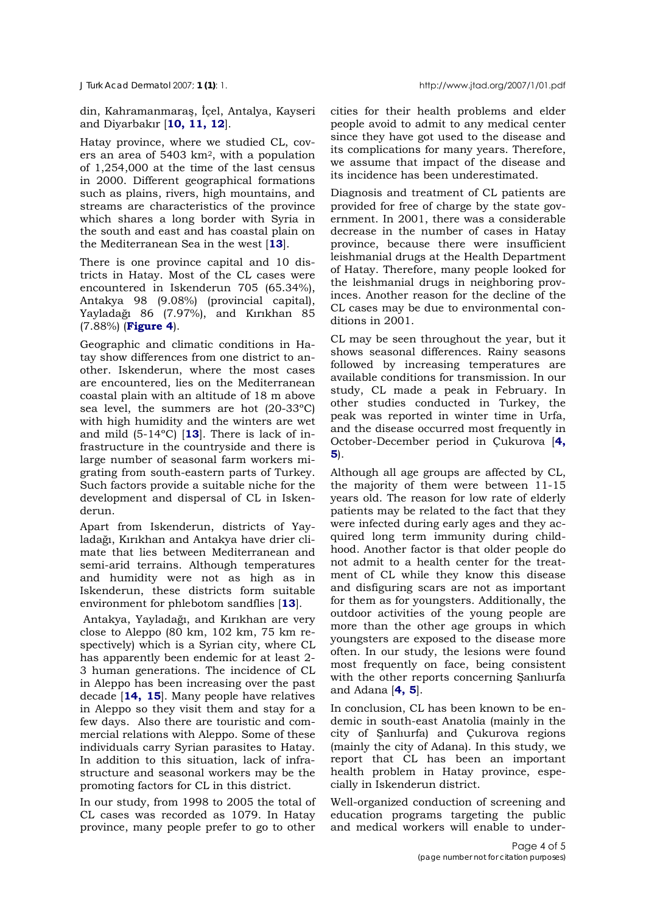din, Kahramanmaraş, İçel, Antalya, Kayseri and Diyarbakır [**10, 11, 12**].

Hatay province, where we studied CL, covers an area of 5403 km$^2$, with a population of 1,254,000 at the time of the last census in 2000. Different geographical formations such as plains, rivers, high mountains, and streams are characteristics of the province which shares a long border with Syria in the south and east and has coastal plain on the Mediterranean Sea in the west [**13**].

There is one province capital and 10 districts in Hatay. Most of the CL cases were encountered in Iskenderun 705 (65.34%), Antakya 98 (9.08%) (provincial capital), Yayladağı 86 (7.97%), and Kırıkhan 85 (7.88%) (**Figure 4**).

Geographic and climatic conditions in Hatay show differences from one district to another. Iskenderun, where the most cases are encountered, lies on the Mediterranean coastal plain with an altitude of 18 m above sea level, the summers are hot (20-33ºC) with high humidity and the winters are wet and mild (5-14ºC) [**13**]. There is lack of infrastructure in the countryside and there is large number of seasonal farm workers migrating from south-eastern parts of Turkey. Such factors provide a suitable niche for the development and dispersal of CL in Iskenderun.

Apart from Iskenderun, districts of Yayladağı, Kırıkhan and Antakya have drier climate that lies between Mediterranean and semi-arid terrains. Although temperatures and humidity were not as high as in Iskenderun, these districts form suitable environment for phlebotom sandflies [**13**].

Antakya, Yayladağı, and Kırıkhan are very close to Aleppo (80 km, 102 km, 75 km respectively) which is a Syrian city, where CL has apparently been endemic for at least 2-3 human generations. The incidence of CL in Aleppo has been increasing over the past decade [**14, 15**]. Many people have relatives in Aleppo so they visit them and stay for a few days. Also there are touristic and commercial relations with Aleppo. Some of these individuals carry Syrian parasites to Hatay. In addition to this situation, lack of infrastructure and seasonal workers may be the promoting factors for CL in this district.

In our study, from 1998 to 2005 the total of CL cases was recorded as 1079. In Hatay province, many people prefer to go to other cities for their health problems and elder people avoid to admit to any medical center since they have got used to the disease and its complications for many years. Therefore, we assume that impact of the disease and its incidence has been underestimated.

Diagnosis and treatment of CL patients are provided for free of charge by the state government. In 2001, there was a considerable decrease in the number of cases in Hatay province, because there were insufficient leishmanial drugs at the Health Department of Hatay. Therefore, many people looked for the leishmanial drugs in neighboring provinces. Another reason for the decline of the CL cases may be due to environmental conditions in 2001.

CL may be seen throughout the year, but it shows seasonal differences. Rainy seasons followed by increasing temperatures are available conditions for transmission. In our study, CL made a peak in February. In other studies conducted in Turkey, the peak was reported in winter time in Urfa, and the disease occurred most frequently in October-December period in Çukurova [**4, 5**].

Although all age groups are affected by CL, the majority of them were between 11-15 years old. The reason for low rate of elderly patients may be related to the fact that they were infected during early ages and they acquired long term immunity during childhood. Another factor is that older people do not admit to a health center for the treatment of CL while they know this disease and disfiguring scars are not as important for them as for youngsters. Additionally, the outdoor activities of the young people are more than the other age groups in which youngsters are exposed to the disease more often. In our study, the lesions were found most frequently on face, being consistent with the other reports concerning Şanlıurfa and Adana [**4, 5**].

In conclusion, CL has been known to be endemic in south-east Anatolia (mainly in the city of Şanlıurfa) and Çukurova regions (mainly the city of Adana). In this study, we report that CL has been an important health problem in Hatay province, especially in Iskenderun district.

Well-organized conduction of screening and education programs targeting the public and medical workers will enable to under-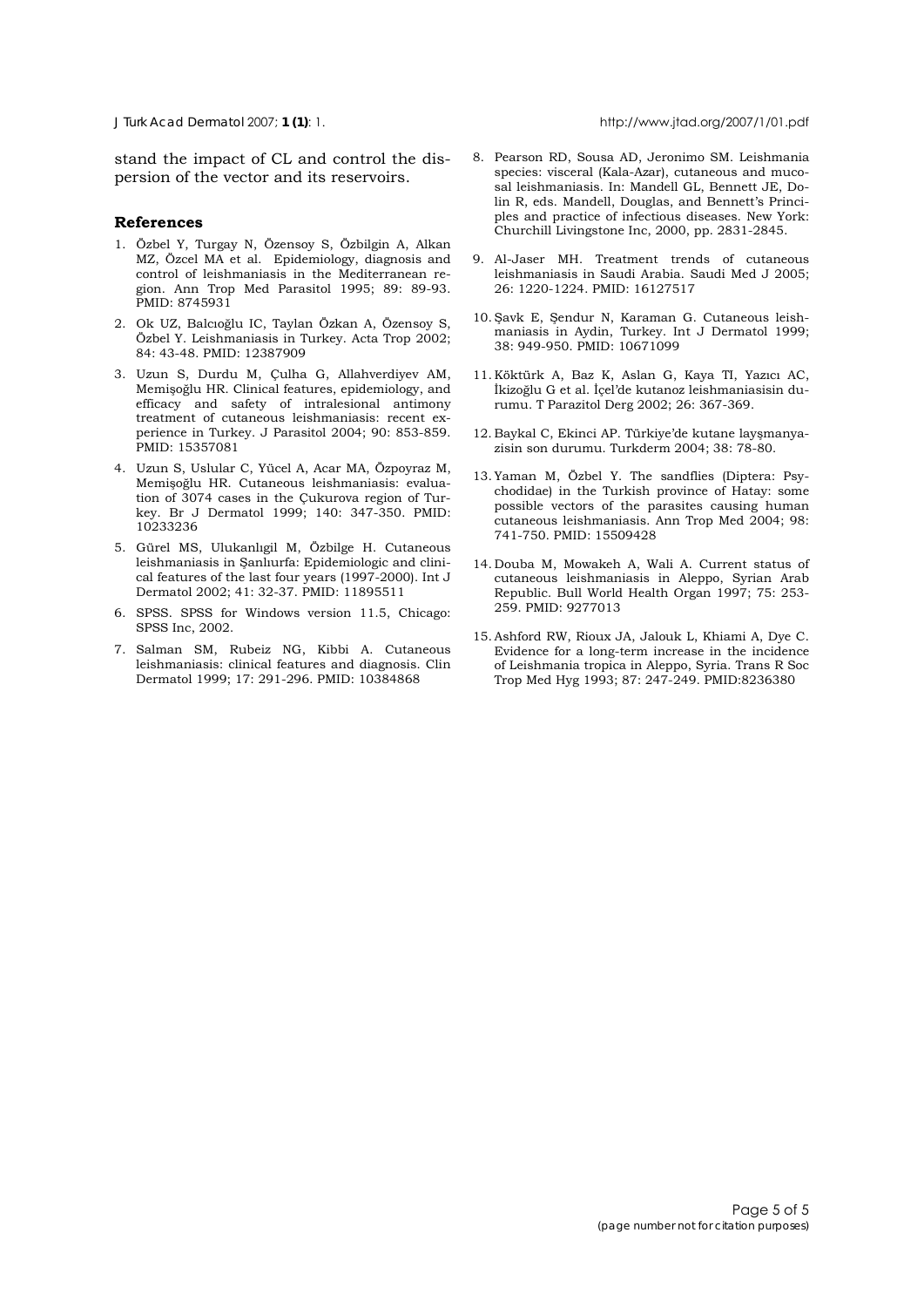stand the impact of CL and control the dispersion of the vector and its reservoirs.

**References**

1. Özbel Y, Turgay N, Özensoy S, Özbilgin A, Alkan MZ, Özcel MA et al. Epidemiology, diagnosis and control of leishmaniasis in the Mediterranean region. Ann Trop Med Parasitol 1995; 89: 89-93. PMID: 8745931
2. Ok UZ, Balcıoğlu IC, Taylan Özkan A, Özensoy S, Özbel Y. Leishmaniasis in Turkey. Acta Trop 2002; 84: 43-48. PMID: 12387909
3. Uzun S, Durdu M, Çulha G, Allahverdiyev AM, Memişoğlu HR. Clinical features, epidemiology, and efficacy and safety of intralesional antimony treatment of cutaneous leishmaniasis: recent experience in Turkey. J Parasitol 2004; 90: 853-859. PMID: 15357081
4. Uzun S, Uslular C, Yücel A, Acar MA, Özpoyraz M, Memişoğlu HR. Cutaneous leishmaniasis: evaluation of 3074 cases in the Çukurova region of Turkey. Br J Dermatol 1999; 140: 347-350. PMID: 10233236
5. Gürel MS, Ulukanlıgil M, Özbilge H. Cutaneous leishmaniasis in Şanlıurfa: Epidemiologic and clinical features of the last four years (1997-2000). Int J Dermatol 2002; 41: 32-37. PMID: 11895511
6. SPSS. SPSS for Windows version 11.5, Chicago: SPSS Inc, 2002.
7. Salman SM, Rubeiz NG, Kibbi A. Cutaneous leishmaniasis: clinical features and diagnosis. Clin Dermatol 1999; 17: 291-296. PMID: 10384868
8. Pearson RD, Sousa AD, Jeronimo SM. Leishmania species: visceral (Kala-Azar), cutaneous and mucosal leishmaniasis. In: Mandell GL, Bennett JE, Dolin R, eds. Mandell, Douglas, and Bennett's Principles and practice of infectious diseases. New York: Churchill Livingstone Inc, 2000, pp. 2831-2845.
9. Al-Jaser MH. Treatment trends of cutaneous leishmaniasis in Saudi Arabia. Saudi Med J 2005; 26: 1220-1224. PMID: 16127517
10. Şavk E, Şendur N, Karaman G. Cutaneous leishmaniasis in Aydin, Turkey. Int J Dermatol 1999; 38: 949-950. PMID: 10671099
11. Köktürk A, Baz K, Aslan G, Kaya TI, Yazıcı AC, İkizoğlu G et al. İçel'de kutanoz leishmaniasisin durumu. T Parazitol Derg 2002; 26: 367-369.
12. Baykal C, Ekinci AP. Türkiye'de kutane layşmanyazisin son durumu. Turkderm 2004; 38: 78-80.
13. Yaman M, Özbel Y. The sandflies (Diptera: Psychodidae) in the Turkish province of Hatay: some possible vectors of the parasites causing human cutaneous leishmaniasis. Ann Trop Med 2004; 98: 741-750. PMID: 15509428
14. Douba M, Mowakeh A, Wali A. Current status of cutaneous leishmaniasis in Aleppo, Syrian Arab Republic. Bull World Health Organ 1997; 75: 253-259. PMID: 9277013
15. Ashford RW, Rioux JA, Jalouk L, Khiami A, Dye C. Evidence for a long-term increase in the incidence of Leishmania tropica in Aleppo, Syria. Trans R Soc Trop Med Hyg 1993; 87: 247-249. PMID:8236380